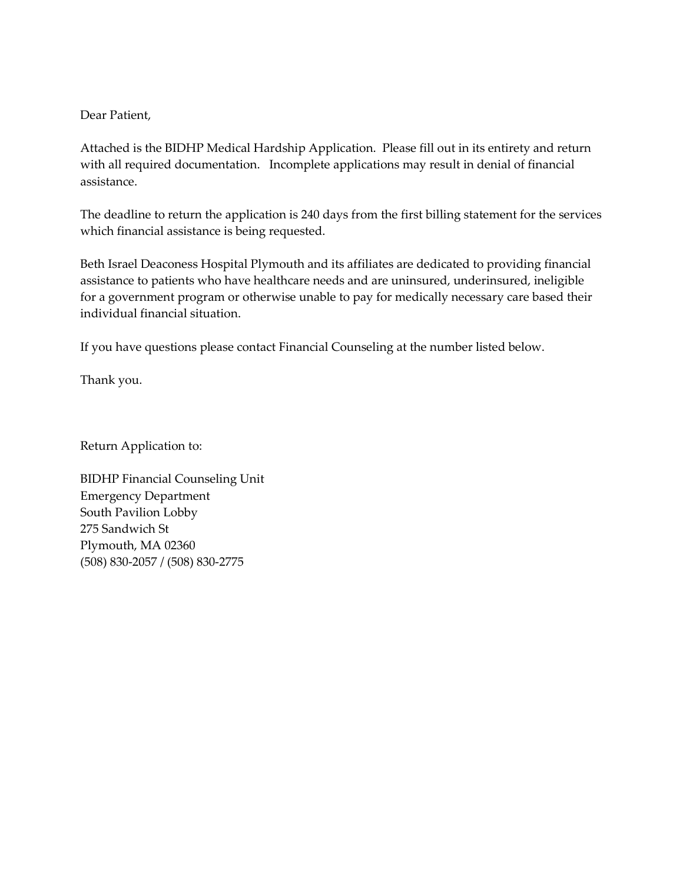Dear Patient,

Attached is the BIDHP Medical Hardship Application. Please fill out in its entirety and return with all required documentation. Incomplete applications may result in denial of financial assistance.

The deadline to return the application is 240 days from the first billing statement for the services which financial assistance is being requested.

Beth Israel Deaconess Hospital Plymouth and its affiliates are dedicated to providing financial assistance to patients who have healthcare needs and are uninsured, underinsured, ineligible for a government program or otherwise unable to pay for medically necessary care based their individual financial situation.

If you have questions please contact Financial Counseling at the number listed below.

Thank you.

Return Application to:

BIDHP Financial Counseling Unit
Emergency Department
South Pavilion Lobby
275 Sandwich St
Plymouth, MA 02360
(508) 830-2057 / (508) 830-2775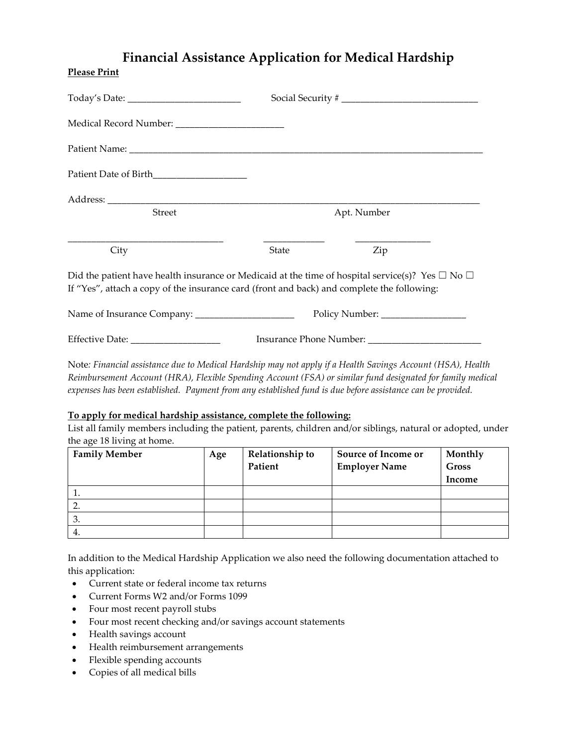# Financial Assistance Application for Medical Hardship

**Please Print**

Today's Date: ________________________ Social Security # ____________________________

Medical Record Number: ______________________

Patient Name: ________________________________________________________________________________

Patient Date of Birth___________________

Address: ______________________________________________________________________________
Street Apt. Number

_______________________________ ____________ _______________
City State Zip

Did the patient have health insurance or Medicaid at the time of hospital service(s)? Yes ☐ No ☐
If "Yes", attach a copy of the insurance card (front and back) and complete the following:

Name of Insurance Company: _____________________ Policy Number: _________________

Effective Date: __________________ Insurance Phone Number: _______________________

Note*: Financial assistance due to Medical Hardship may not apply if a Health Savings Account (HSA), Health Reimbursement Account (HRA), Flexible Spending Account (FSA) or similar fund designated for family medical expenses has been established. Payment from any established fund is due before assistance can be provided.*

**To apply for medical hardship assistance, complete the following:**

List all family members including the patient, parents, children and/or siblings, natural or adopted, under the age 18 living at home.

| Family Member | Age | Relationship to Patient | Source of Income or Employer Name | Monthly Gross Income |
|---|---|---|---|---|
| 1. | | | | |
| 2. | | | | |
| 3. | | | | |
| 4. | | | | |

In addition to the Medical Hardship Application we also need the following documentation attached to this application:

- Current state or federal income tax returns
- Current Forms W2 and/or Forms 1099
- Four most recent payroll stubs
- Four most recent checking and/or savings account statements
- Health savings account
- Health reimbursement arrangements
- Flexible spending accounts
- Copies of all medical bills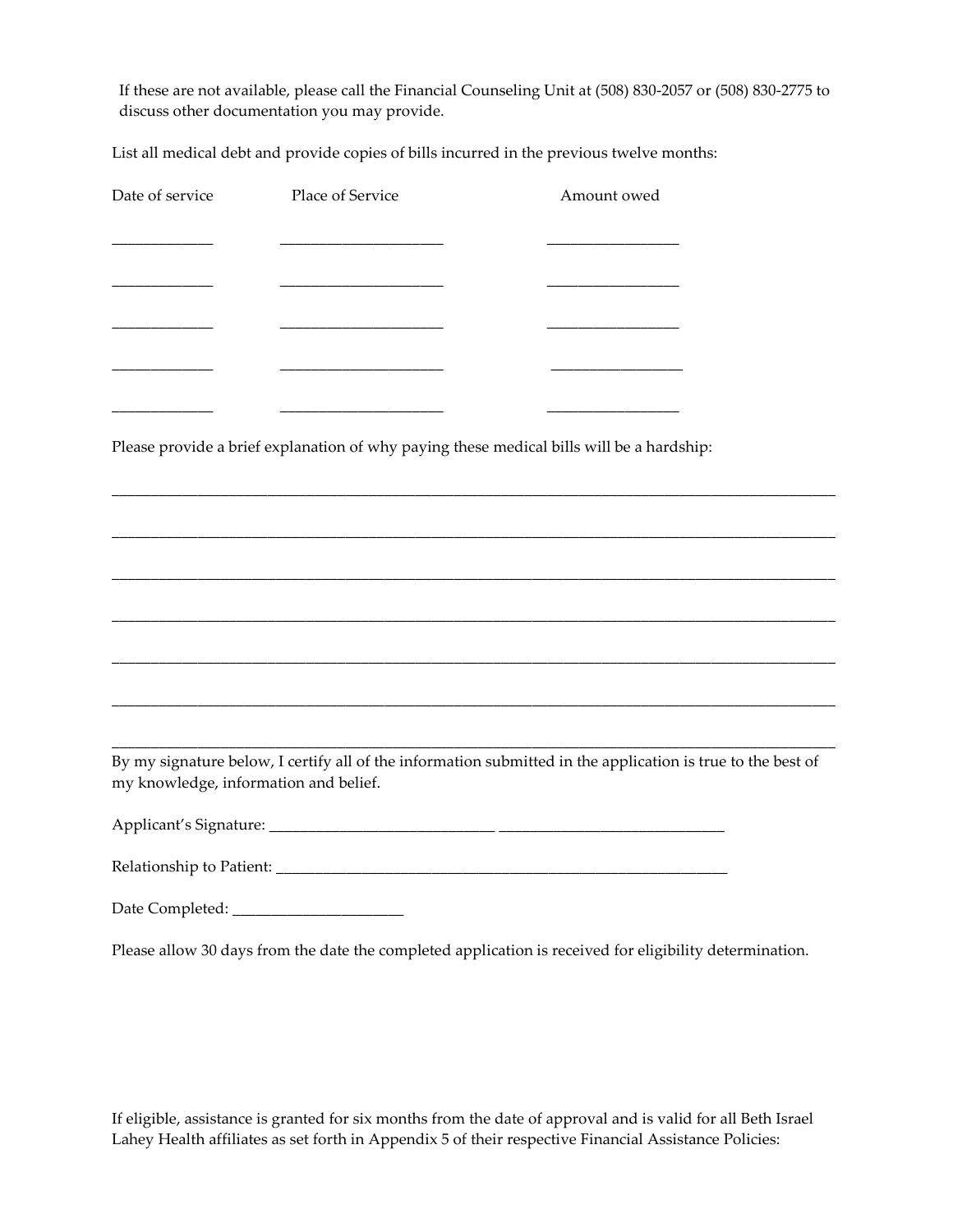If these are not available, please call the Financial Counseling Unit at (508) 830-2057 or (508) 830-2775 to discuss other documentation you may provide.

List all medical debt and provide copies of bills incurred in the previous twelve months:

| Date of service | Place of Service | Amount owed |
|---|---|---|
| ____________ | ____________________ | ________________ |
| ____________ | ____________________ | ________________ |
| ____________ | ____________________ | ________________ |
| ____________ | ____________________ | ________________ |
| ____________ | ____________________ | ________________ |

Please provide a brief explanation of why paying these medical bills will be a hardship:

______________________________________________________________________________________

______________________________________________________________________________________

______________________________________________________________________________________

______________________________________________________________________________________

______________________________________________________________________________________

______________________________________________________________________________________

______________________________________________________________________________________

By my signature below, I certify all of the information submitted in the application is true to the best of my knowledge, information and belief.

Applicant's Signature: ____________________________ ____________________________

Relationship to Patient: ________________________________________________________

Date Completed: ______________________

Please allow 30 days from the date the completed application is received for eligibility determination.

If eligible, assistance is granted for six months from the date of approval and is valid for all Beth Israel Lahey Health affiliates as set forth in Appendix 5 of their respective Financial Assistance Policies: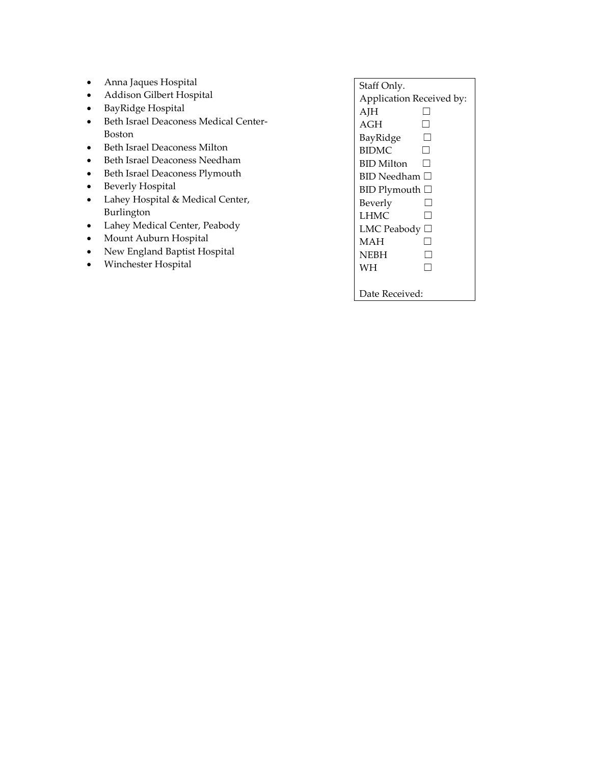- Anna Jaques Hospital
- Addison Gilbert Hospital
- BayRidge Hospital
- Beth Israel Deaconess Medical Center-Boston
- Beth Israel Deaconess Milton
- Beth Israel Deaconess Needham
- Beth Israel Deaconess Plymouth
- Beverly Hospital
- Lahey Hospital & Medical Center, Burlington
- Lahey Medical Center, Peabody
- Mount Auburn Hospital
- New England Baptist Hospital
- Winchester Hospital

Staff Only.
Application Received by:

| | |
|---|---|
| AJH | ☐ |
| AGH | ☐ |
| BayRidge | ☐ |
| BIDMC | ☐ |
| BID Milton | ☐ |
| BID Needham | ☐ |
| BID Plymouth | ☐ |
| Beverly | ☐ |
| LHMC | ☐ |
| LMC Peabody | ☐ |
| MAH | ☐ |
| NEBH | ☐ |
| WH | ☐ |

Date Received: